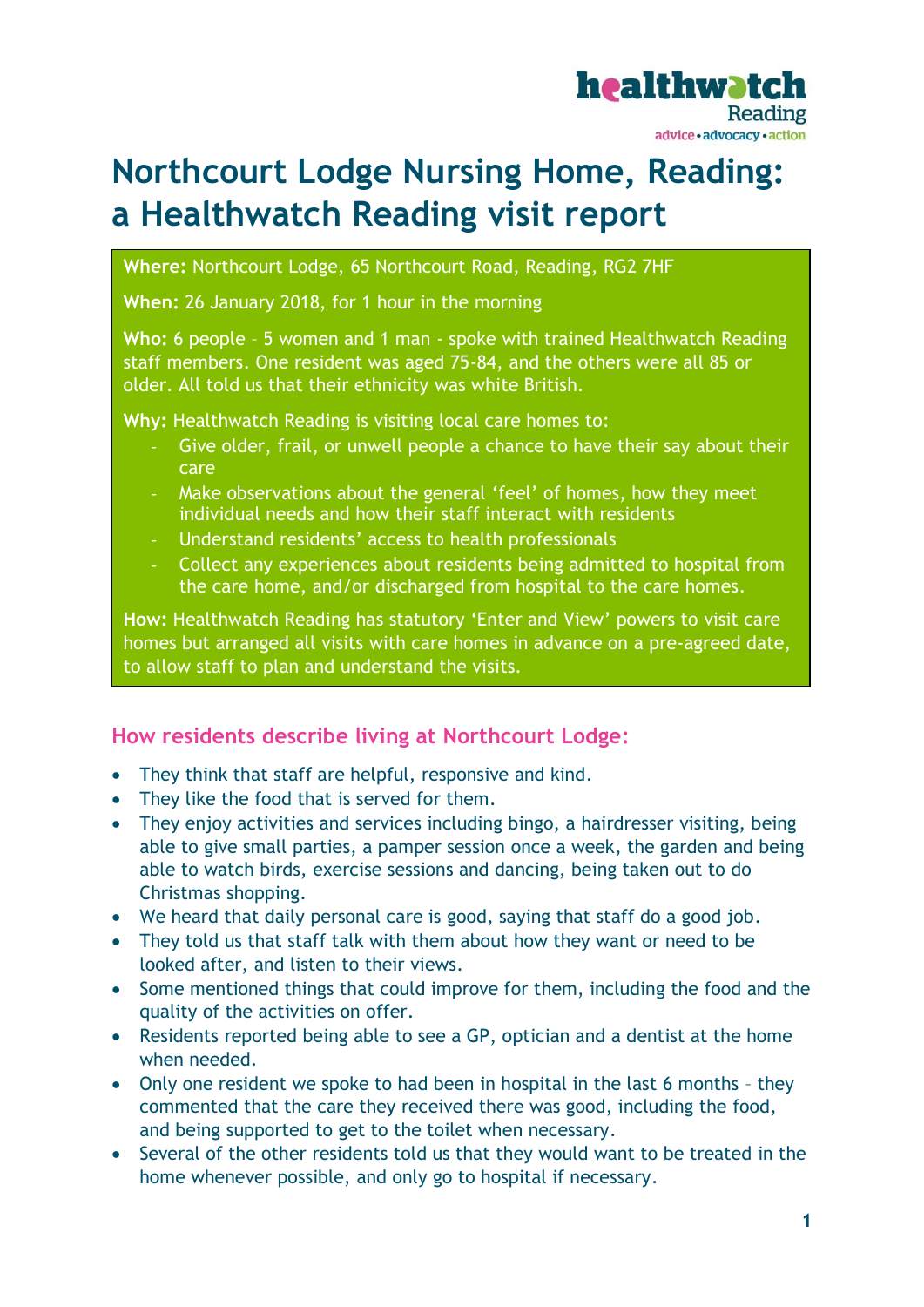# Northcourt Lodge Nursing Home, Reading: a Healthwatch Reading visit report

**Where:** Northcourt Lodge, 65 Northcourt Road, Reading, RG2 7HF

**When:** 26 January 2018, for 1 hour in the morning

**Who:** 6 people – 5 women and 1 man - spoke with trained Healthwatch Reading staff members. One resident was aged 75-84, and the others were all 85 or older. All told us that their ethnicity was white British.

**Why:** Healthwatch Reading is visiting local care homes to:

- Give older, frail, or unwell people a chance to have their say about their care
- Make observations about the general 'feel' of homes, how they meet individual needs and how their staff interact with residents
- Understand residents' access to health professionals
- Collect any experiences about residents being admitted to hospital from the care home, and/or discharged from hospital to the care homes.

**How:** Healthwatch Reading has statutory 'Enter and View' powers to visit care homes but arranged all visits with care homes in advance on a pre-agreed date, to allow staff to plan and understand the visits.

## How residents describe living at Northcourt Lodge:

- They think that staff are helpful, responsive and kind.
- They like the food that is served for them.
- They enjoy activities and services including bingo, a hairdresser visiting, being able to give small parties, a pamper session once a week, the garden and being able to watch birds, exercise sessions and dancing, being taken out to do Christmas shopping.
- We heard that daily personal care is good, saying that staff do a good job.
- They told us that staff talk with them about how they want or need to be looked after, and listen to their views.
- Some mentioned things that could improve for them, including the food and the quality of the activities on offer.
- Residents reported being able to see a GP, optician and a dentist at the home when needed.
- Only one resident we spoke to had been in hospital in the last 6 months – they commented that the care they received there was good, including the food, and being supported to get to the toilet when necessary.
- Several of the other residents told us that they would want to be treated in the home whenever possible, and only go to hospital if necessary.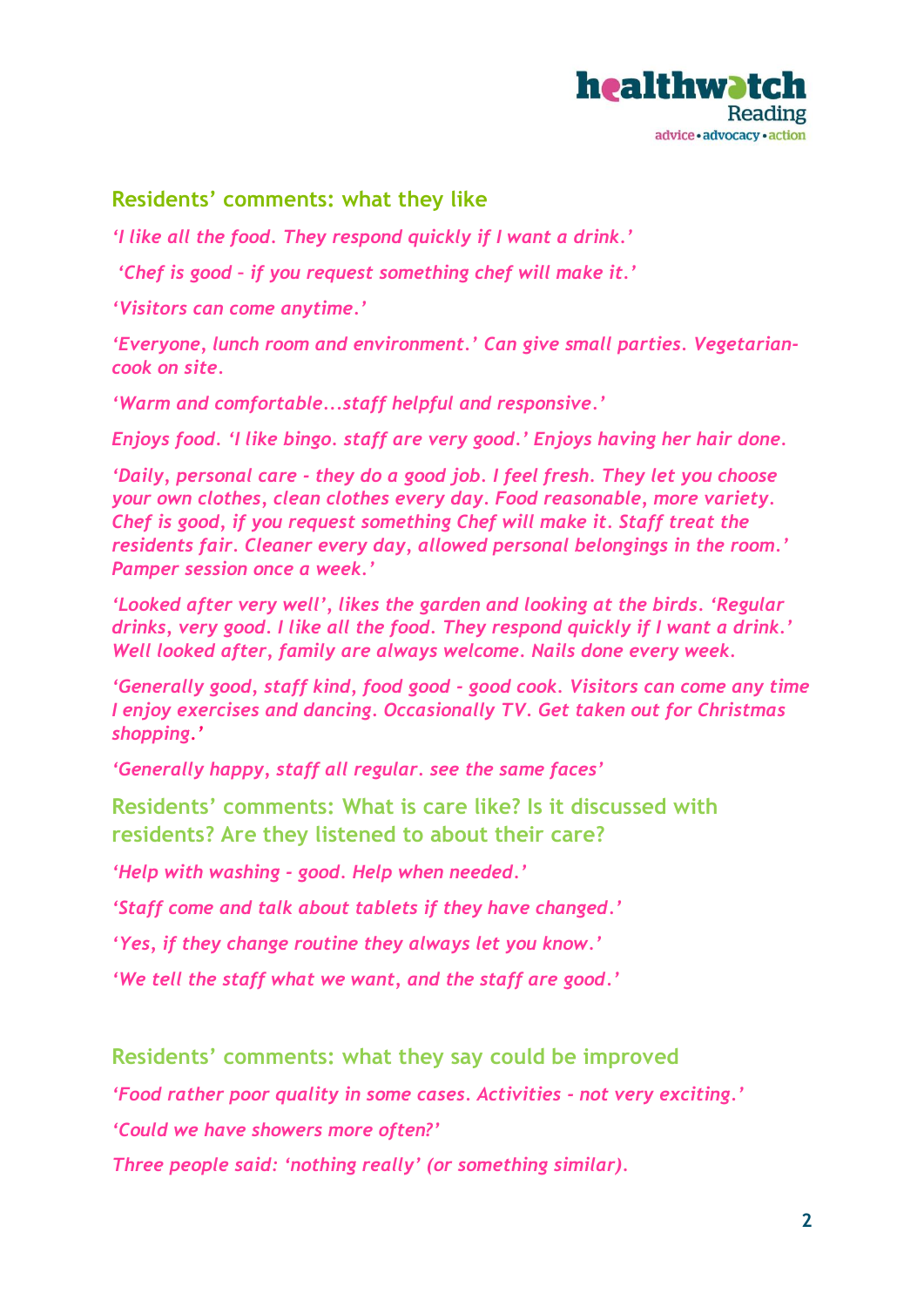## Residents' comments: what they like

*'I like all the food. They respond quickly if I want a drink.'*

*'Chef is good – if you request something chef will make it.'*

*'Visitors can come anytime.'*

*'Everyone, lunch room and environment.' Can give small parties. Vegetarian-cook on site.*

*'Warm and comfortable...staff helpful and responsive.'*

*Enjoys food. 'I like bingo. staff are very good.' Enjoys having her hair done.*

*'Daily, personal care - they do a good job. I feel fresh. They let you choose your own clothes, clean clothes every day. Food reasonable, more variety. Chef is good, if you request something Chef will make it. Staff treat the residents fair. Cleaner every day, allowed personal belongings in the room.' Pamper session once a week.'*

*'Looked after very well', likes the garden and looking at the birds. 'Regular drinks, very good. I like all the food. They respond quickly if I want a drink.' Well looked after, family are always welcome. Nails done every week.*

*'Generally good, staff kind, food good - good cook. Visitors can come any time I enjoy exercises and dancing. Occasionally TV. Get taken out for Christmas shopping.'*

*'Generally happy, staff all regular. see the same faces'*

## Residents' comments: What is care like? Is it discussed with residents? Are they listened to about their care?

*'Help with washing - good. Help when needed.'*

*'Staff come and talk about tablets if they have changed.'*

*'Yes, if they change routine they always let you know.'*

*'We tell the staff what we want, and the staff are good.'*

## Residents' comments: what they say could be improved

*'Food rather poor quality in some cases. Activities - not very exciting.'*

*'Could we have showers more often?'*

*Three people said: 'nothing really' (or something similar).*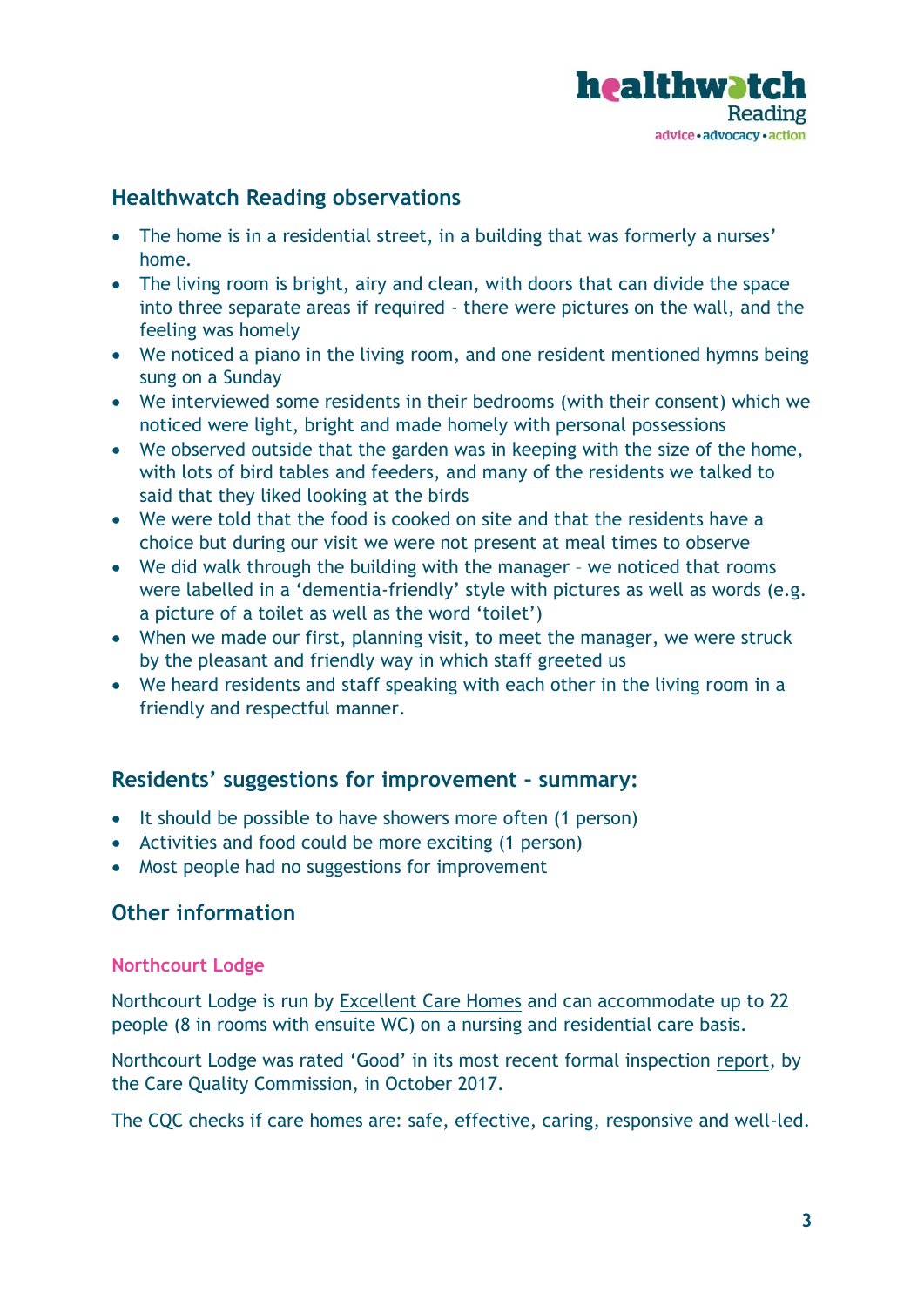## Healthwatch Reading observations

- The home is in a residential street, in a building that was formerly a nurses' home.
- The living room is bright, airy and clean, with doors that can divide the space into three separate areas if required - there were pictures on the wall, and the feeling was homely
- We noticed a piano in the living room, and one resident mentioned hymns being sung on a Sunday
- We interviewed some residents in their bedrooms (with their consent) which we noticed were light, bright and made homely with personal possessions
- We observed outside that the garden was in keeping with the size of the home, with lots of bird tables and feeders, and many of the residents we talked to said that they liked looking at the birds
- We were told that the food is cooked on site and that the residents have a choice but during our visit we were not present at meal times to observe
- We did walk through the building with the manager – we noticed that rooms were labelled in a 'dementia-friendly' style with pictures as well as words (e.g. a picture of a toilet as well as the word 'toilet')
- When we made our first, planning visit, to meet the manager, we were struck by the pleasant and friendly way in which staff greeted us
- We heard residents and staff speaking with each other in the living room in a friendly and respectful manner.

## Residents' suggestions for improvement – summary:

- It should be possible to have showers more often (1 person)
- Activities and food could be more exciting (1 person)
- Most people had no suggestions for improvement

## Other information

### Northcourt Lodge

Northcourt Lodge is run by Excellent Care Homes and can accommodate up to 22 people (8 in rooms with ensuite WC) on a nursing and residential care basis.

Northcourt Lodge was rated 'Good' in its most recent formal inspection report, by the Care Quality Commission, in October 2017.

The CQC checks if care homes are: safe, effective, caring, responsive and well-led.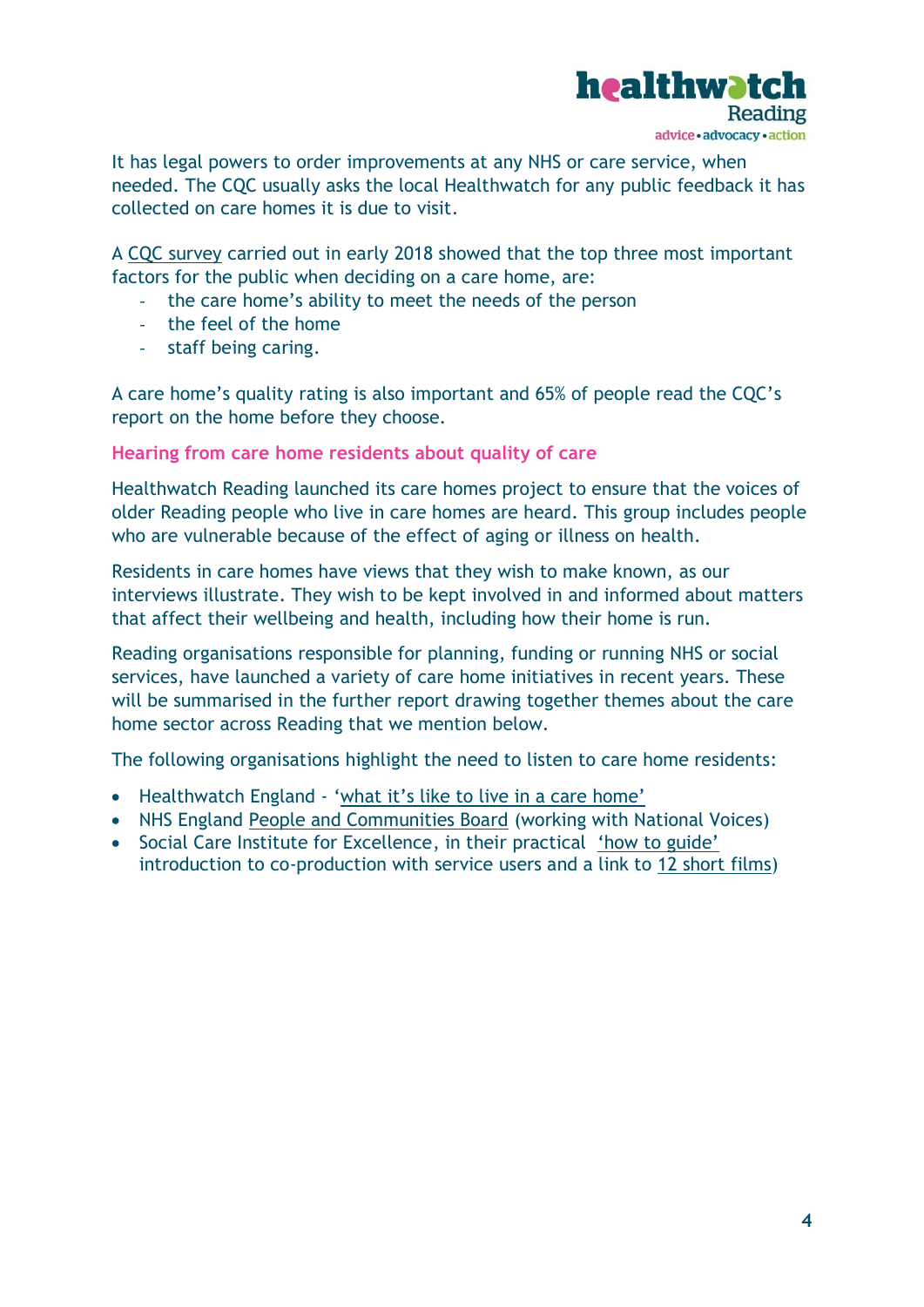It has legal powers to order improvements at any NHS or care service, when needed. The CQC usually asks the local Healthwatch for any public feedback it has collected on care homes it is due to visit.

A CQC survey carried out in early 2018 showed that the top three most important factors for the public when deciding on a care home, are:

- the care home's ability to meet the needs of the person
- the feel of the home
- staff being caring.

A care home's quality rating is also important and 65% of people read the CQC's report on the home before they choose.

### Hearing from care home residents about quality of care

Healthwatch Reading launched its care homes project to ensure that the voices of older Reading people who live in care homes are heard. This group includes people who are vulnerable because of the effect of aging or illness on health.

Residents in care homes have views that they wish to make known, as our interviews illustrate. They wish to be kept involved in and informed about matters that affect their wellbeing and health, including how their home is run.

Reading organisations responsible for planning, funding or running NHS or social services, have launched a variety of care home initiatives in recent years. These will be summarised in the further report drawing together themes about the care home sector across Reading that we mention below.

The following organisations highlight the need to listen to care home residents:

- Healthwatch England - 'what it's like to live in a care home'
- NHS England People and Communities Board (working with National Voices)
- Social Care Institute for Excellence, in their practical 'how to guide' introduction to co-production with service users and a link to 12 short films)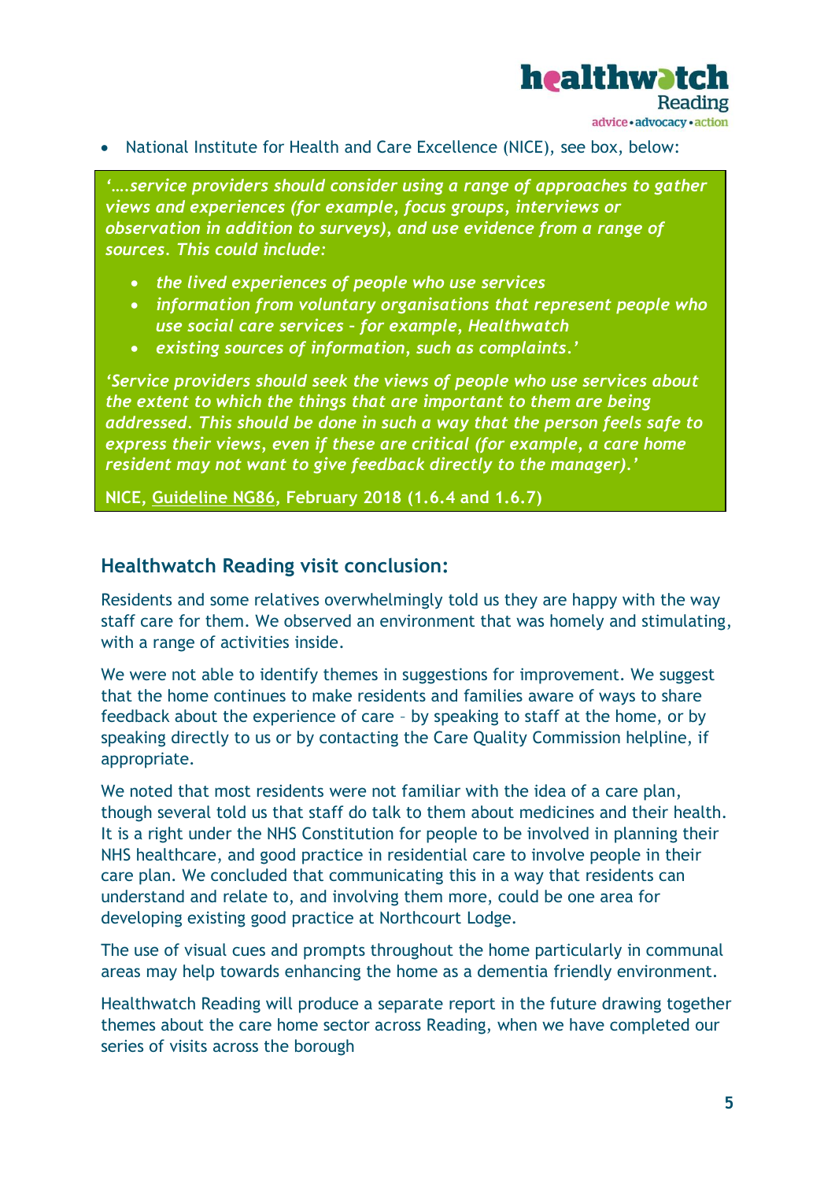- National Institute for Health and Care Excellence (NICE), see box, below:

> *'….service providers should consider using a range of approaches to gather views and experiences (for example, focus groups, interviews or observation in addition to surveys), and use evidence from a range of sources. This could include:*
>
> - *the lived experiences of people who use services*
> - *information from voluntary organisations that represent people who use social care services - for example, Healthwatch*
> - *existing sources of information, such as complaints.'*
>
> *'Service providers should seek the views of people who use services about the extent to which the things that are important to them are being addressed. This should be done in such a way that the person feels safe to express their views, even if these are critical (for example, a care home resident may not want to give feedback directly to the manager).'*
>
> **NICE, Guideline NG86, February 2018 (1.6.4 and 1.6.7)**

## Healthwatch Reading visit conclusion:

Residents and some relatives overwhelmingly told us they are happy with the way staff care for them. We observed an environment that was homely and stimulating, with a range of activities inside.

We were not able to identify themes in suggestions for improvement. We suggest that the home continues to make residents and families aware of ways to share feedback about the experience of care – by speaking to staff at the home, or by speaking directly to us or by contacting the Care Quality Commission helpline, if appropriate.

We noted that most residents were not familiar with the idea of a care plan, though several told us that staff do talk to them about medicines and their health. It is a right under the NHS Constitution for people to be involved in planning their NHS healthcare, and good practice in residential care to involve people in their care plan. We concluded that communicating this in a way that residents can understand and relate to, and involving them more, could be one area for developing existing good practice at Northcourt Lodge.

The use of visual cues and prompts throughout the home particularly in communal areas may help towards enhancing the home as a dementia friendly environment.

Healthwatch Reading will produce a separate report in the future drawing together themes about the care home sector across Reading, when we have completed our series of visits across the borough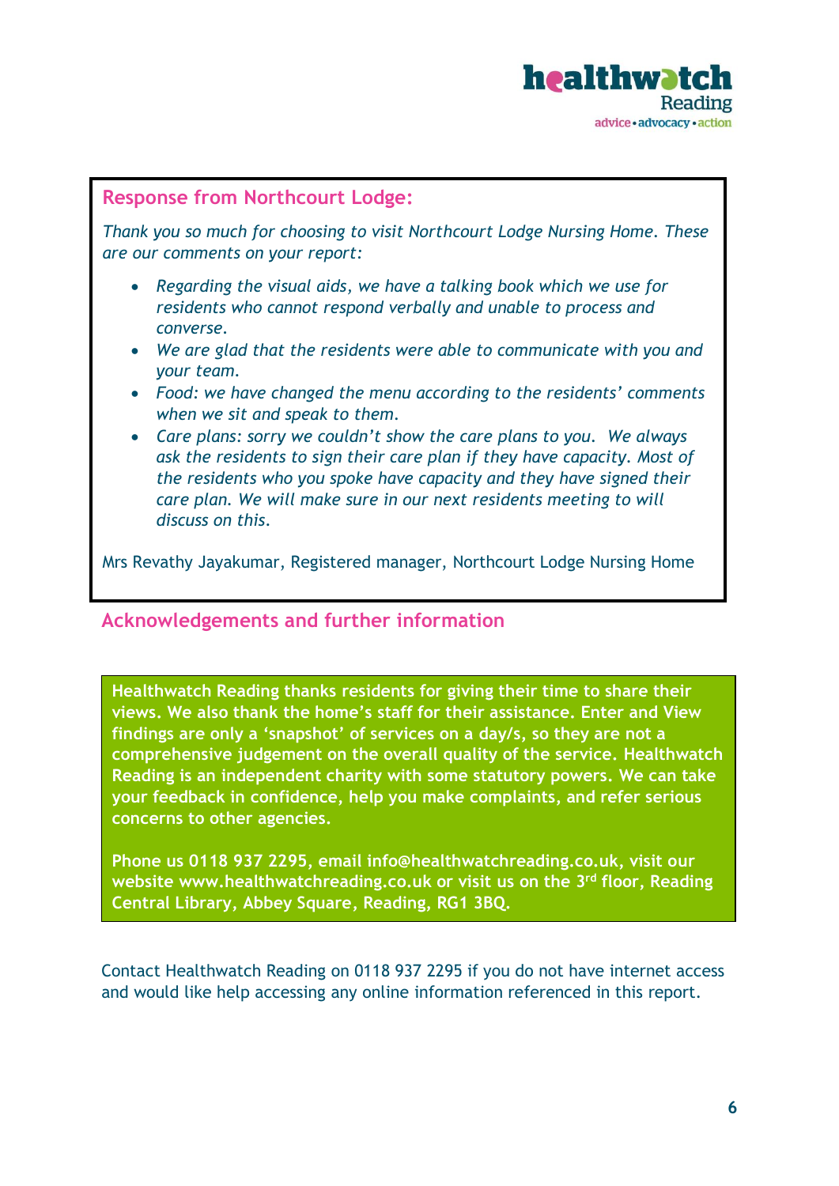## Response from Northcourt Lodge:

*Thank you so much for choosing to visit Northcourt Lodge Nursing Home. These are our comments on your report:*

- *Regarding the visual aids, we have a talking book which we use for residents who cannot respond verbally and unable to process and converse.*
- *We are glad that the residents were able to communicate with you and your team.*
- *Food: we have changed the menu according to the residents' comments when we sit and speak to them.*
- *Care plans: sorry we couldn't show the care plans to you. We always ask the residents to sign their care plan if they have capacity. Most of the residents who you spoke have capacity and they have signed their care plan. We will make sure in our next residents meeting to will discuss on this.*

Mrs Revathy Jayakumar, Registered manager, Northcourt Lodge Nursing Home

## Acknowledgements and further information

**Healthwatch Reading thanks residents for giving their time to share their views. We also thank the home's staff for their assistance. Enter and View findings are only a 'snapshot' of services on a day/s, so they are not a comprehensive judgement on the overall quality of the service. Healthwatch Reading is an independent charity with some statutory powers. We can take your feedback in confidence, help you make complaints, and refer serious concerns to other agencies.**

**Phone us 0118 937 2295, email info@healthwatchreading.co.uk, visit our website www.healthwatchreading.co.uk or visit us on the 3rd floor, Reading Central Library, Abbey Square, Reading, RG1 3BQ.**

Contact Healthwatch Reading on 0118 937 2295 if you do not have internet access and would like help accessing any online information referenced in this report.